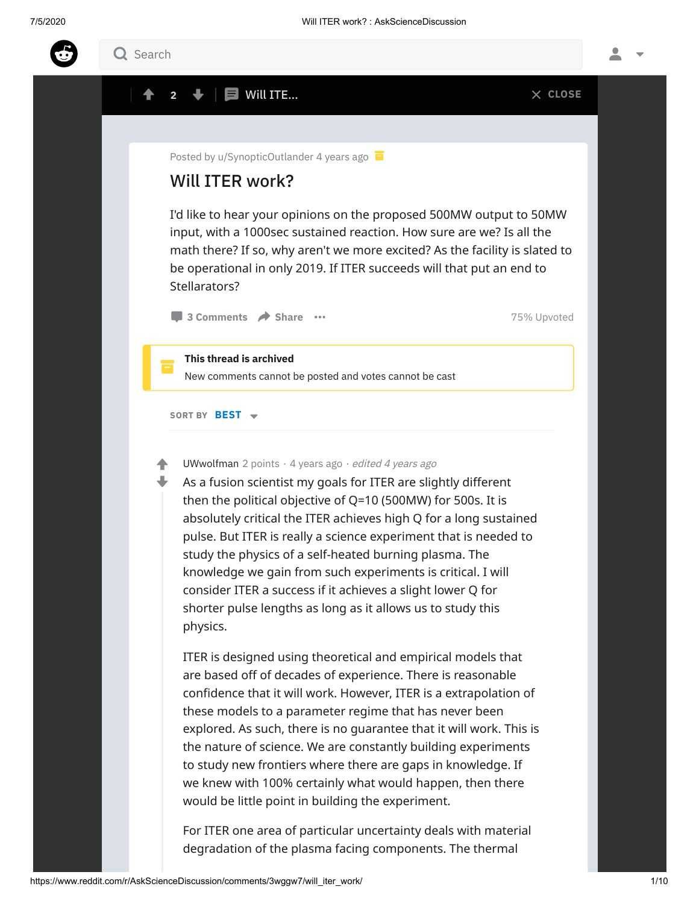Posted by u/SynopticOutlander 4 years ago

# Will ITER work?

I'd like to hear your opinions on the proposed 500MW output to 50MW input, with a 1000sec sustained reaction. How sure are we? Is all the math there? If so, why aren't we more excited? As the facility is slated to be operational in only 2019. If ITER succeeds will that put an end to Stellarators?

3 Comments · Share · 75% Upvoted

**This thread is archived**

New comments cannot be posted and votes cannot be cast

SORT BY **BEST**

---

UWwolfman 2 points · 4 years ago · *edited 4 years ago*

As a fusion scientist my goals for ITER are slightly different then the political objective of Q=10 (500MW) for 500s. It is absolutely critical the ITER achieves high Q for a long sustained pulse. But ITER is really a science experiment that is needed to study the physics of a self-heated burning plasma. The knowledge we gain from such experiments is critical. I will consider ITER a success if it achieves a slight lower Q for shorter pulse lengths as long as it allows us to study this physics.

ITER is designed using theoretical and empirical models that are based off of decades of experience. There is reasonable confidence that it will work. However, ITER is a extrapolation of these models to a parameter regime that has never been explored. As such, there is no guarantee that it will work. This is the nature of science. We are constantly building experiments to study new frontiers where there are gaps in knowledge. If we knew with 100% certainly what would happen, then there would be little point in building the experiment.

For ITER one area of particular uncertainty deals with material degradation of the plasma facing components. The thermal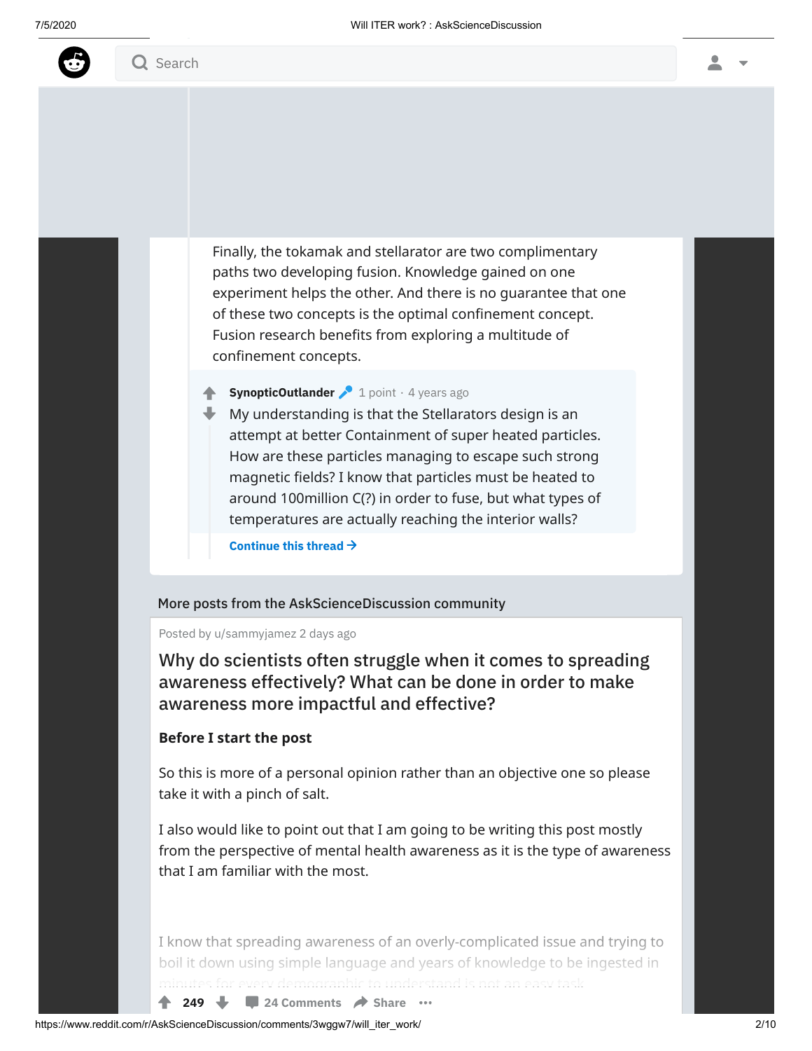Finally, the tokamak and stellarator are two complimentary paths two developing fusion. Knowledge gained on one experiment helps the other. And there is no guarantee that one of these two concepts is the optimal confinement concept. Fusion research benefits from exploring a multitude of confinement concepts.

**SynopticOutlander** 1 point · 4 years ago

My understanding is that the Stellarators design is an attempt at better Containment of super heated particles. How are these particles managing to escape such strong magnetic fields? I know that particles must be heated to around 100million C(?) in order to fuse, but what types of temperatures are actually reaching the interior walls?

Continue this thread →

More posts from the AskScienceDiscussion community

Posted by u/sammyjamez 2 days ago

## Why do scientists often struggle when it comes to spreading awareness effectively? What can be done in order to make awareness more impactful and effective?

**Before I start the post**

So this is more of a personal opinion rather than an objective one so please take it with a pinch of salt.

I also would like to point out that I am going to be writing this post mostly from the perspective of mental health awareness as it is the type of awareness that I am familiar with the most.

I know that spreading awareness of an overly-complicated issue and trying to boil it down using simple language and years of knowledge to be ingested in

249 24 Comments Share ···